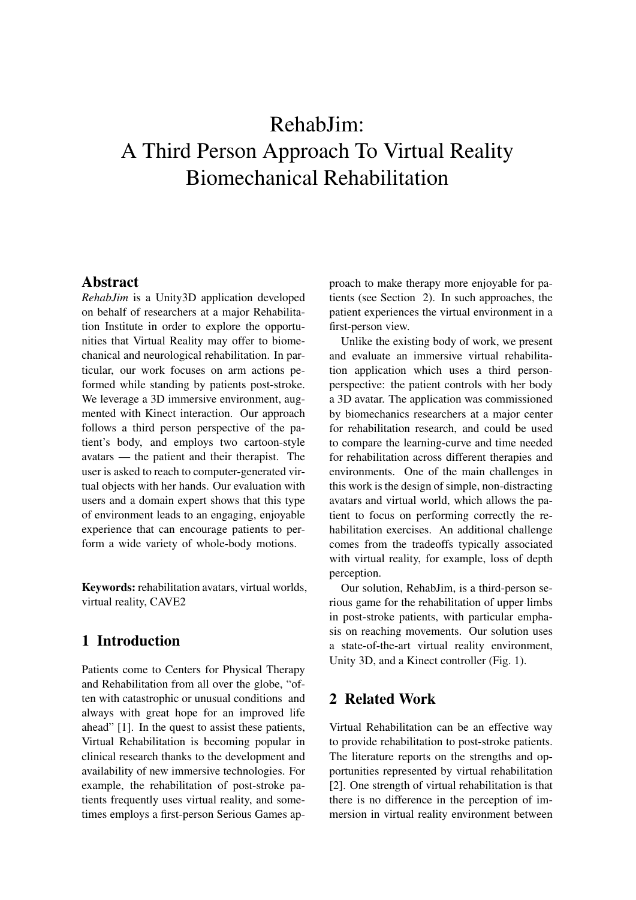# RehabJim: A Third Person Approach To Virtual Reality Biomechanical Rehabilitation

## Abstract

*RehabJim* is a Unity3D application developed on behalf of researchers at a major Rehabilitation Institute in order to explore the opportunities that Virtual Reality may offer to biomechanical and neurological rehabilitation. In particular, our work focuses on arm actions peformed while standing by patients post-stroke. We leverage a 3D immersive environment, augmented with Kinect interaction. Our approach follows a third person perspective of the patient's body, and employs two cartoon-style avatars — the patient and their therapist. The user is asked to reach to computer-generated virtual objects with her hands. Our evaluation with users and a domain expert shows that this type of environment leads to an engaging, enjoyable experience that can encourage patients to perform a wide variety of whole-body motions.

**Keywords:** rehabilitation avatars, virtual worlds, virtual reality, CAVE2

## 1 Introduction

Patients come to Centers for Physical Therapy and Rehabilitation from all over the globe, "often with catastrophic or unusual conditions and always with great hope for an improved life ahead" [1]. In the quest to assist these patients, Virtual Rehabilitation is becoming popular in clinical research thanks to the development and availability of new immersive technologies. For example, the rehabilitation of post-stroke patients frequently uses virtual reality, and sometimes employs a first-person Serious Games approach to make therapy more enjoyable for patients (see Section 2). In such approaches, the patient experiences the virtual environment in a first-person view.

Unlike the existing body of work, we present and evaluate an immersive virtual rehabilitation application which uses a third person-perspective: the patient controls with her body a 3D avatar. The application was commissioned by biomechanics researchers at a major center for rehabilitation research, and could be used to compare the learning-curve and time needed for rehabilitation across different therapies and environments. One of the main challenges in this work is the design of simple, non-distracting avatars and virtual world, which allows the patient to focus on performing correctly the rehabilitation exercises. An additional challenge comes from the tradeoffs typically associated with virtual reality, for example, loss of depth perception.

Our solution, RehabJim, is a third-person serious game for the rehabilitation of upper limbs in post-stroke patients, with particular emphasis on reaching movements. Our solution uses a state-of-the-art virtual reality environment, Unity 3D, and a Kinect controller (Fig. 1).

## 2 Related Work

Virtual Rehabilitation can be an effective way to provide rehabilitation to post-stroke patients. The literature reports on the strengths and opportunities represented by virtual rehabilitation [2]. One strength of virtual rehabilitation is that there is no difference in the perception of immersion in virtual reality environment between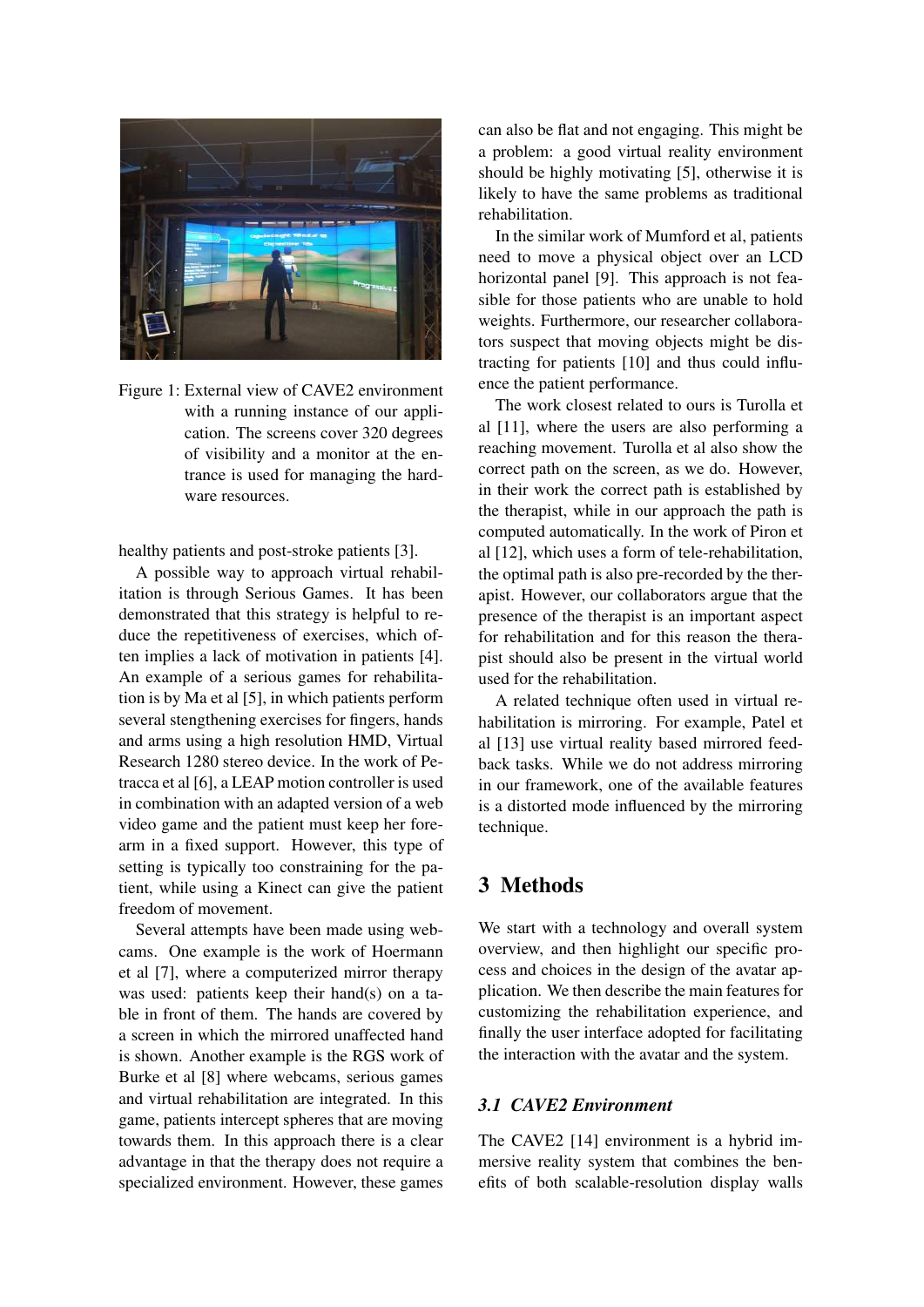Figure 1: External view of CAVE2 environment with a running instance of our application. The screens cover 320 degrees of visibility and a monitor at the entrance is used for managing the hardware resources.

healthy patients and post-stroke patients [3].

A possible way to approach virtual rehabilitation is through Serious Games. It has been demonstrated that this strategy is helpful to reduce the repetitiveness of exercises, which often implies a lack of motivation in patients [4]. An example of a serious games for rehabilitation is by Ma et al [5], in which patients perform several stengthening exercises for fingers, hands and arms using a high resolution HMD, Virtual Research 1280 stereo device. In the work of Petracca et al [6], a LEAP motion controller is used in combination with an adapted version of a web video game and the patient must keep her forearm in a fixed support. However, this type of setting is typically too constraining for the patient, while using a Kinect can give the patient freedom of movement.

Several attempts have been made using webcams. One example is the work of Hoermann et al [7], where a computerized mirror therapy was used: patients keep their hand(s) on a table in front of them. The hands are covered by a screen in which the mirrored unaffected hand is shown. Another example is the RGS work of Burke et al [8] where webcams, serious games and virtual rehabilitation are integrated. In this game, patients intercept spheres that are moving towards them. In this approach there is a clear advantage in that the therapy does not require a specialized environment. However, these games can also be flat and not engaging. This might be a problem: a good virtual reality environment should be highly motivating [5], otherwise it is likely to have the same problems as traditional rehabilitation.

In the similar work of Mumford et al, patients need to move a physical object over an LCD horizontal panel [9]. This approach is not feasible for those patients who are unable to hold weights. Furthermore, our researcher collaborators suspect that moving objects might be distracting for patients [10] and thus could influence the patient performance.

The work closest related to ours is Turolla et al [11], where the users are also performing a reaching movement. Turolla et al also show the correct path on the screen, as we do. However, in their work the correct path is established by the therapist, while in our approach the path is computed automatically. In the work of Piron et al [12], which uses a form of tele-rehabilitation, the optimal path is also pre-recorded by the therapist. However, our collaborators argue that the presence of the therapist is an important aspect for rehabilitation and for this reason the therapist should also be present in the virtual world used for the rehabilitation.

A related technique often used in virtual rehabilitation is mirroring. For example, Patel et al [13] use virtual reality based mirrored feedback tasks. While we do not address mirroring in our framework, one of the available features is a distorted mode influenced by the mirroring technique.

## 3 Methods

We start with a technology and overall system overview, and then highlight our specific process and choices in the design of the avatar application. We then describe the main features for customizing the rehabilitation experience, and finally the user interface adopted for facilitating the interaction with the avatar and the system.

### *3.1 CAVE2 Environment*

The CAVE2 [14] environment is a hybrid immersive reality system that combines the benefits of both scalable-resolution display walls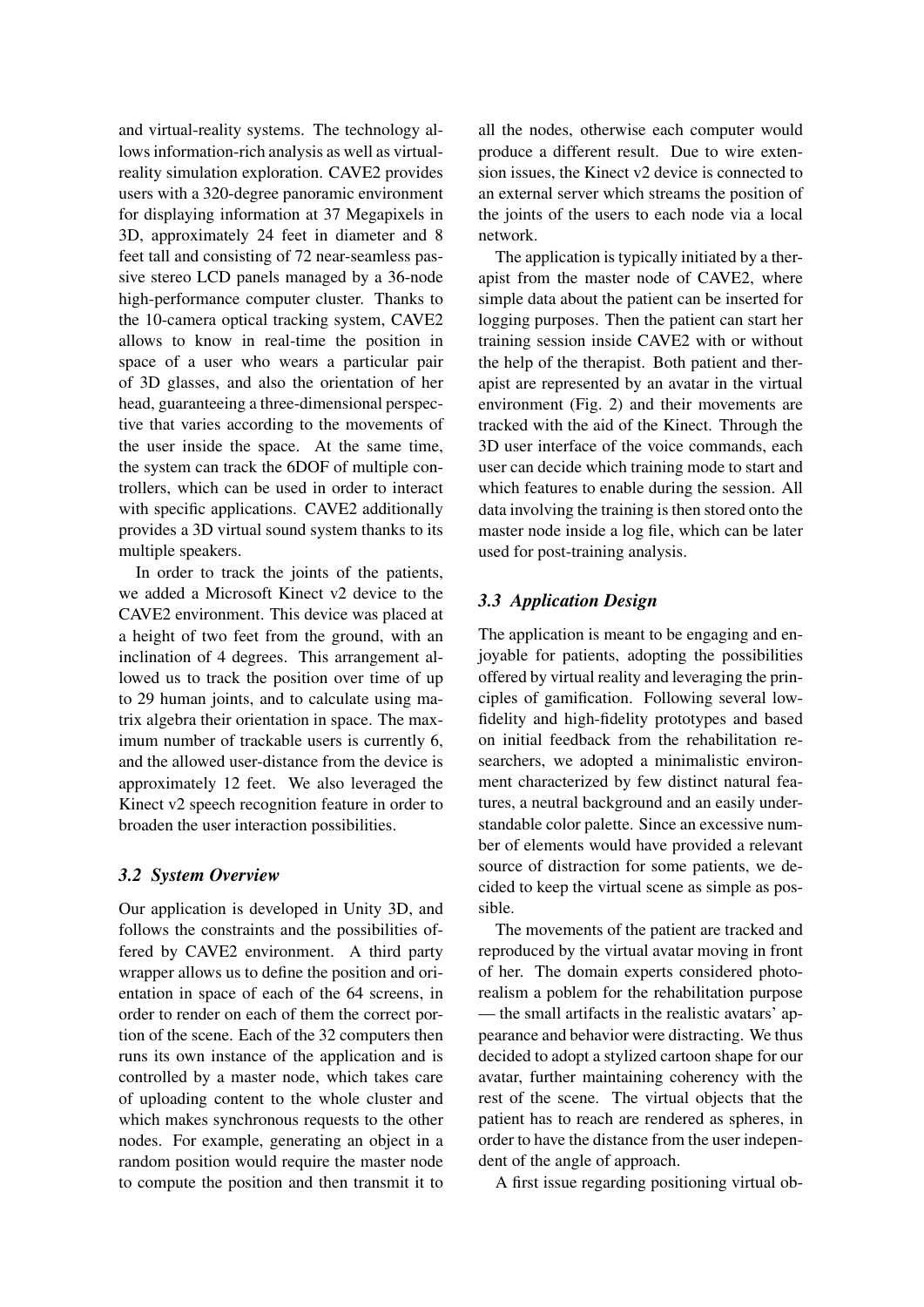and virtual-reality systems. The technology allows information-rich analysis as well as virtual-reality simulation exploration. CAVE2 provides users with a 320-degree panoramic environment for displaying information at 37 Megapixels in 3D, approximately 24 feet in diameter and 8 feet tall and consisting of 72 near-seamless passive stereo LCD panels managed by a 36-node high-performance computer cluster. Thanks to the 10-camera optical tracking system, CAVE2 allows to know in real-time the position in space of a user who wears a particular pair of 3D glasses, and also the orientation of her head, guaranteeing a three-dimensional perspective that varies according to the movements of the user inside the space. At the same time, the system can track the 6DOF of multiple controllers, which can be used in order to interact with specific applications. CAVE2 additionally provides a 3D virtual sound system thanks to its multiple speakers.

In order to track the joints of the patients, we added a Microsoft Kinect v2 device to the CAVE2 environment. This device was placed at a height of two feet from the ground, with an inclination of 4 degrees. This arrangement allowed us to track the position over time of up to 29 human joints, and to calculate using matrix algebra their orientation in space. The maximum number of trackable users is currently 6, and the allowed user-distance from the device is approximately 12 feet. We also leveraged the Kinect v2 speech recognition feature in order to broaden the user interaction possibilities.

### *3.2 System Overview*

Our application is developed in Unity 3D, and follows the constraints and the possibilities offered by CAVE2 environment. A third party wrapper allows us to define the position and orientation in space of each of the 64 screens, in order to render on each of them the correct portion of the scene. Each of the 32 computers then runs its own instance of the application and is controlled by a master node, which takes care of uploading content to the whole cluster and which makes synchronous requests to the other nodes. For example, generating an object in a random position would require the master node to compute the position and then transmit it to all the nodes, otherwise each computer would produce a different result. Due to wire extension issues, the Kinect v2 device is connected to an external server which streams the position of the joints of the users to each node via a local network.

The application is typically initiated by a therapist from the master node of CAVE2, where simple data about the patient can be inserted for logging purposes. Then the patient can start her training session inside CAVE2 with or without the help of the therapist. Both patient and therapist are represented by an avatar in the virtual environment (Fig. 2) and their movements are tracked with the aid of the Kinect. Through the 3D user interface of the voice commands, each user can decide which training mode to start and which features to enable during the session. All data involving the training is then stored onto the master node inside a log file, which can be later used for post-training analysis.

### *3.3 Application Design*

The application is meant to be engaging and enjoyable for patients, adopting the possibilities offered by virtual reality and leveraging the principles of gamification. Following several low-fidelity and high-fidelity prototypes and based on initial feedback from the rehabilitation researchers, we adopted a minimalistic environment characterized by few distinct natural features, a neutral background and an easily understandable color palette. Since an excessive number of elements would have provided a relevant source of distraction for some patients, we decided to keep the virtual scene as simple as possible.

The movements of the patient are tracked and reproduced by the virtual avatar moving in front of her. The domain experts considered photorealism a poblem for the rehabilitation purpose — the small artifacts in the realistic avatars' appearance and behavior were distracting. We thus decided to adopt a stylized cartoon shape for our avatar, further maintaining coherency with the rest of the scene. The virtual objects that the patient has to reach are rendered as spheres, in order to have the distance from the user independent of the angle of approach.

A first issue regarding positioning virtual ob-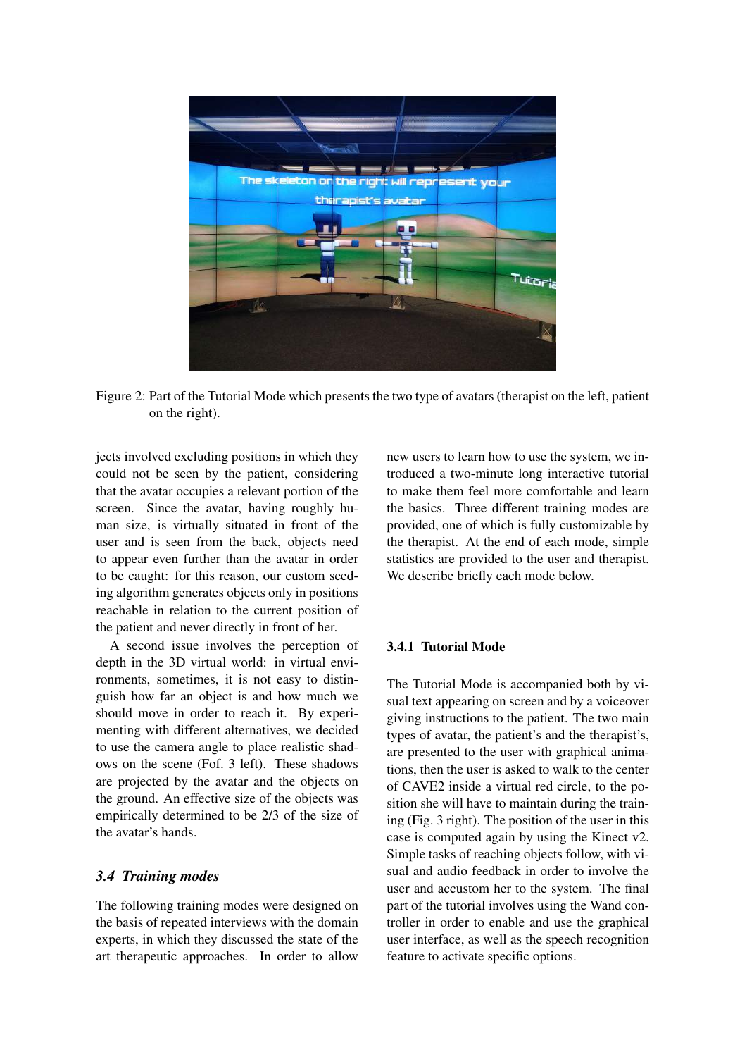Figure 2: Part of the Tutorial Mode which presents the two type of avatars (therapist on the left, patient on the right).

jects involved excluding positions in which they could not be seen by the patient, considering that the avatar occupies a relevant portion of the screen. Since the avatar, having roughly human size, is virtually situated in front of the user and is seen from the back, objects need to appear even further than the avatar in order to be caught: for this reason, our custom seeding algorithm generates objects only in positions reachable in relation to the current position of the patient and never directly in front of her.

A second issue involves the perception of depth in the 3D virtual world: in virtual environments, sometimes, it is not easy to distinguish how far an object is and how much we should move in order to reach it. By experimenting with different alternatives, we decided to use the camera angle to place realistic shadows on the scene (Fof. 3 left). These shadows are projected by the avatar and the objects on the ground. An effective size of the objects was empirically determined to be 2/3 of the size of the avatar's hands.

### *3.4 Training modes*

The following training modes were designed on the basis of repeated interviews with the domain experts, in which they discussed the state of the art therapeutic approaches. In order to allow new users to learn how to use the system, we introduced a two-minute long interactive tutorial to make them feel more comfortable and learn the basics. Three different training modes are provided, one of which is fully customizable by the therapist. At the end of each mode, simple statistics are provided to the user and therapist. We describe briefly each mode below.

#### 3.4.1 Tutorial Mode

The Tutorial Mode is accompanied both by visual text appearing on screen and by a voiceover giving instructions to the patient. The two main types of avatar, the patient's and the therapist's, are presented to the user with graphical animations, then the user is asked to walk to the center of CAVE2 inside a virtual red circle, to the position she will have to maintain during the training (Fig. 3 right). The position of the user in this case is computed again by using the Kinect v2. Simple tasks of reaching objects follow, with visual and audio feedback in order to involve the user and accustom her to the system. The final part of the tutorial involves using the Wand controller in order to enable and use the graphical user interface, as well as the speech recognition feature to activate specific options.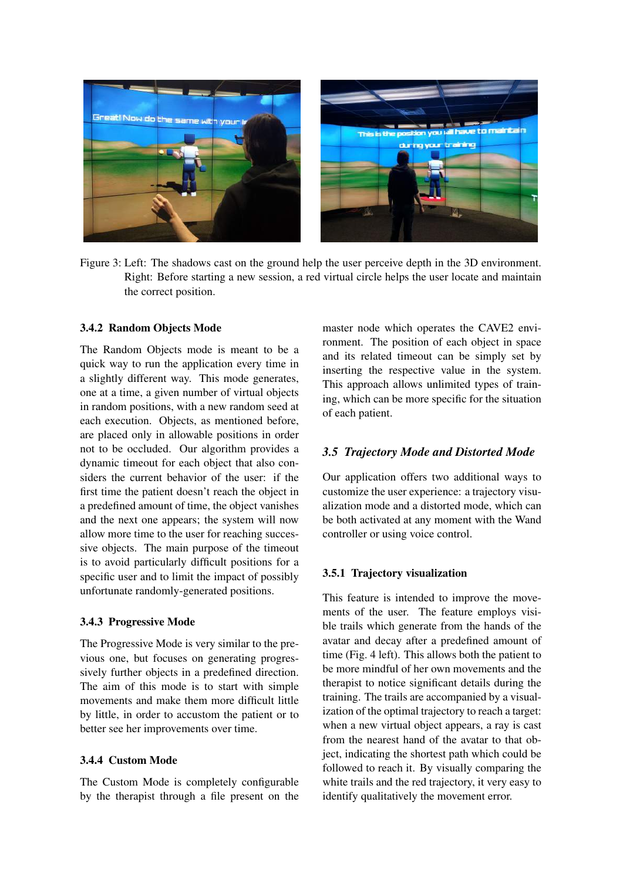Figure 3: Left: The shadows cast on the ground help the user perceive depth in the 3D environment. Right: Before starting a new session, a red virtual circle helps the user locate and maintain the correct position.

#### 3.4.2 Random Objects Mode

The Random Objects mode is meant to be a quick way to run the application every time in a slightly different way. This mode generates, one at a time, a given number of virtual objects in random positions, with a new random seed at each execution. Objects, as mentioned before, are placed only in allowable positions in order not to be occluded. Our algorithm provides a dynamic timeout for each object that also considers the current behavior of the user: if the first time the patient doesn't reach the object in a predefined amount of time, the object vanishes and the next one appears; the system will now allow more time to the user for reaching successive objects. The main purpose of the timeout is to avoid particularly difficult positions for a specific user and to limit the impact of possibly unfortunate randomly-generated positions.

#### 3.4.3 Progressive Mode

The Progressive Mode is very similar to the previous one, but focuses on generating progressively further objects in a predefined direction. The aim of this mode is to start with simple movements and make them more difficult little by little, in order to accustom the patient or to better see her improvements over time.

#### 3.4.4 Custom Mode

The Custom Mode is completely configurable by the therapist through a file present on the master node which operates the CAVE2 environment. The position of each object in space and its related timeout can be simply set by inserting the respective value in the system. This approach allows unlimited types of training, which can be more specific for the situation of each patient.

### *3.5 Trajectory Mode and Distorted Mode*

Our application offers two additional ways to customize the user experience: a trajectory visualization mode and a distorted mode, which can be both activated at any moment with the Wand controller or using voice control.

#### 3.5.1 Trajectory visualization

This feature is intended to improve the movements of the user. The feature employs visible trails which generate from the hands of the avatar and decay after a predefined amount of time (Fig. 4 left). This allows both the patient to be more mindful of her own movements and the therapist to notice significant details during the training. The trails are accompanied by a visualization of the optimal trajectory to reach a target: when a new virtual object appears, a ray is cast from the nearest hand of the avatar to that object, indicating the shortest path which could be followed to reach it. By visually comparing the white trails and the red trajectory, it very easy to identify qualitatively the movement error.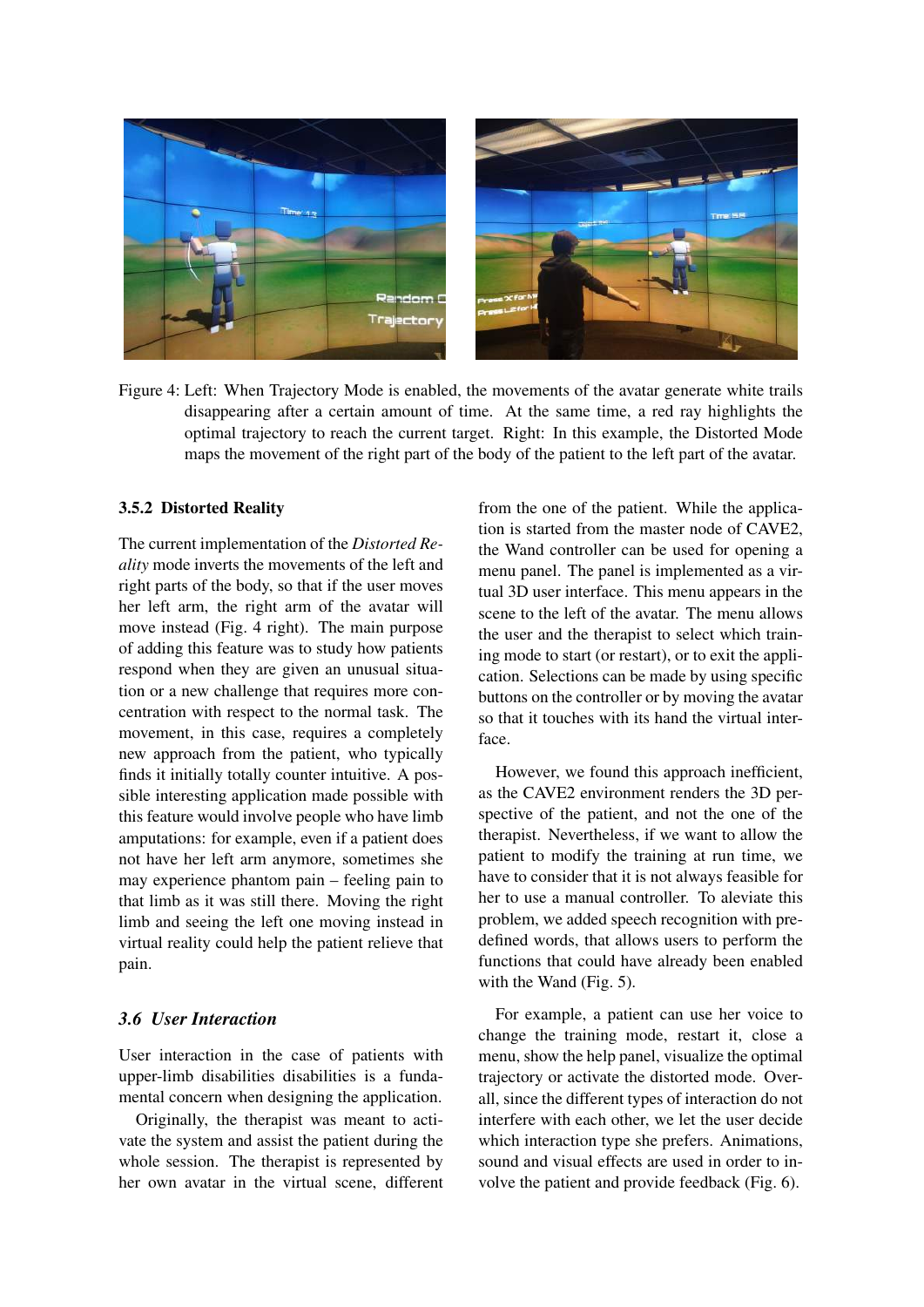Figure 4: Left: When Trajectory Mode is enabled, the movements of the avatar generate white trails disappearing after a certain amount of time. At the same time, a red ray highlights the optimal trajectory to reach the current target. Right: In this example, the Distorted Mode maps the movement of the right part of the body of the patient to the left part of the avatar.

#### 3.5.2 Distorted Reality

The current implementation of the *Distorted Reality* mode inverts the movements of the left and right parts of the body, so that if the user moves her left arm, the right arm of the avatar will move instead (Fig. 4 right). The main purpose of adding this feature was to study how patients respond when they are given an unusual situation or a new challenge that requires more concentration with respect to the normal task. The movement, in this case, requires a completely new approach from the patient, who typically finds it initially totally counter intuitive. A possible interesting application made possible with this feature would involve people who have limb amputations: for example, even if a patient does not have her left arm anymore, sometimes she may experience phantom pain – feeling pain to that limb as it was still there. Moving the right limb and seeing the left one moving instead in virtual reality could help the patient relieve that pain.

### *3.6 User Interaction*

User interaction in the case of patients with upper-limb disabilities disabilities is a fundamental concern when designing the application.

Originally, the therapist was meant to activate the system and assist the patient during the whole session. The therapist is represented by her own avatar in the virtual scene, different from the one of the patient. While the application is started from the master node of CAVE2, the Wand controller can be used for opening a menu panel. The panel is implemented as a virtual 3D user interface. This menu appears in the scene to the left of the avatar. The menu allows the user and the therapist to select which training mode to start (or restart), or to exit the application. Selections can be made by using specific buttons on the controller or by moving the avatar so that it touches with its hand the virtual interface.

However, we found this approach inefficient, as the CAVE2 environment renders the 3D perspective of the patient, and not the one of the therapist. Nevertheless, if we want to allow the patient to modify the training at run time, we have to consider that it is not always feasible for her to use a manual controller. To aleviate this problem, we added speech recognition with predefined words, that allows users to perform the functions that could have already been enabled with the Wand (Fig. 5).

For example, a patient can use her voice to change the training mode, restart it, close a menu, show the help panel, visualize the optimal trajectory or activate the distorted mode. Overall, since the different types of interaction do not interfere with each other, we let the user decide which interaction type she prefers. Animations, sound and visual effects are used in order to involve the patient and provide feedback (Fig. 6).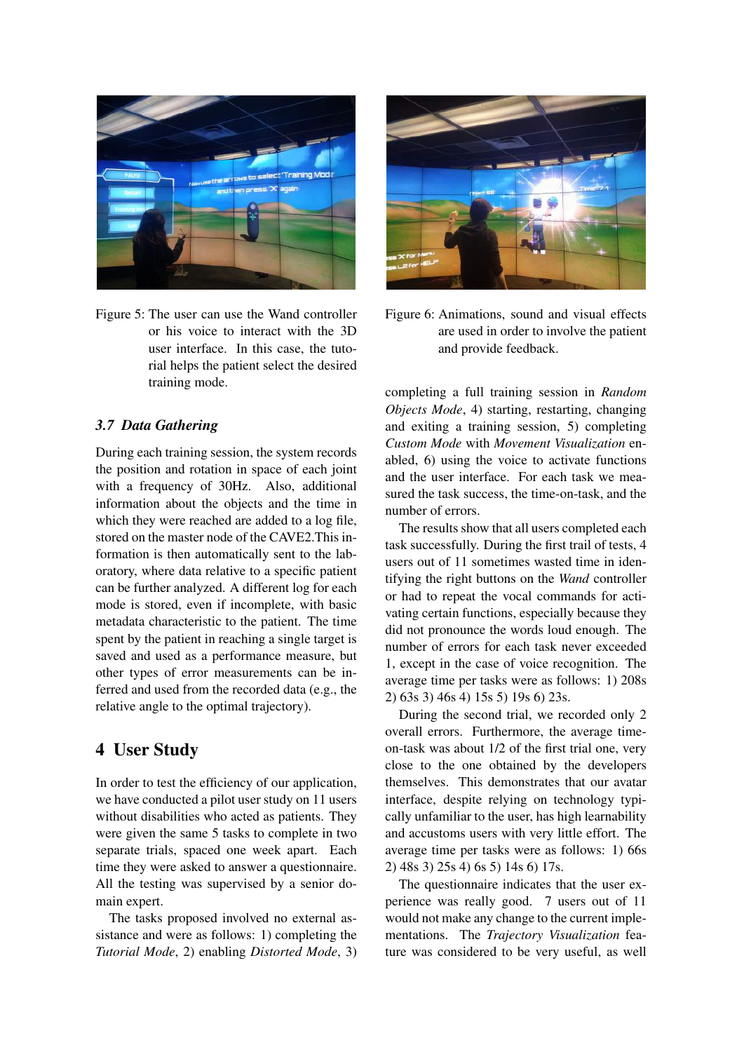Figure 5: The user can use the Wand controller or his voice to interact with the 3D user interface. In this case, the tutorial helps the patient select the desired training mode.

Figure 6: Animations, sound and visual effects are used in order to involve the patient and provide feedback.

### 3.7 Data Gathering

During each training session, the system records the position and rotation in space of each joint with a frequency of 30Hz. Also, additional information about the objects and the time in which they were reached are added to a log file, stored on the master node of the CAVE2.This information is then automatically sent to the laboratory, where data relative to a specific patient can be further analyzed. A different log for each mode is stored, even if incomplete, with basic metadata characteristic to the patient. The time spent by the patient in reaching a single target is saved and used as a performance measure, but other types of error measurements can be inferred and used from the recorded data (e.g., the relative angle to the optimal trajectory).

## 4 User Study

In order to test the efficiency of our application, we have conducted a pilot user study on 11 users without disabilities who acted as patients. They were given the same 5 tasks to complete in two separate trials, spaced one week apart. Each time they were asked to answer a questionnaire. All the testing was supervised by a senior domain expert.

The tasks proposed involved no external assistance and were as follows: 1) completing the *Tutorial Mode*, 2) enabling *Distorted Mode*, 3) completing a full training session in *Random Objects Mode*, 4) starting, restarting, changing and exiting a training session, 5) completing *Custom Mode* with *Movement Visualization* enabled, 6) using the voice to activate functions and the user interface. For each task we measured the task success, the time-on-task, and the number of errors.

The results show that all users completed each task successfully. During the first trail of tests, 4 users out of 11 sometimes wasted time in identifying the right buttons on the *Wand* controller or had to repeat the vocal commands for activating certain functions, especially because they did not pronounce the words loud enough. The number of errors for each task never exceeded 1, except in the case of voice recognition. The average time per tasks were as follows: 1) 208s 2) 63s 3) 46s 4) 15s 5) 19s 6) 23s.

During the second trial, we recorded only 2 overall errors. Furthermore, the average time-on-task was about 1/2 of the first trial one, very close to the one obtained by the developers themselves. This demonstrates that our avatar interface, despite relying on technology typically unfamiliar to the user, has high learnability and accustoms users with very little effort. The average time per tasks were as follows: 1) 66s 2) 48s 3) 25s 4) 6s 5) 14s 6) 17s.

The questionnaire indicates that the user experience was really good. 7 users out of 11 would not make any change to the current implementations. The *Trajectory Visualization* feature was considered to be very useful, as well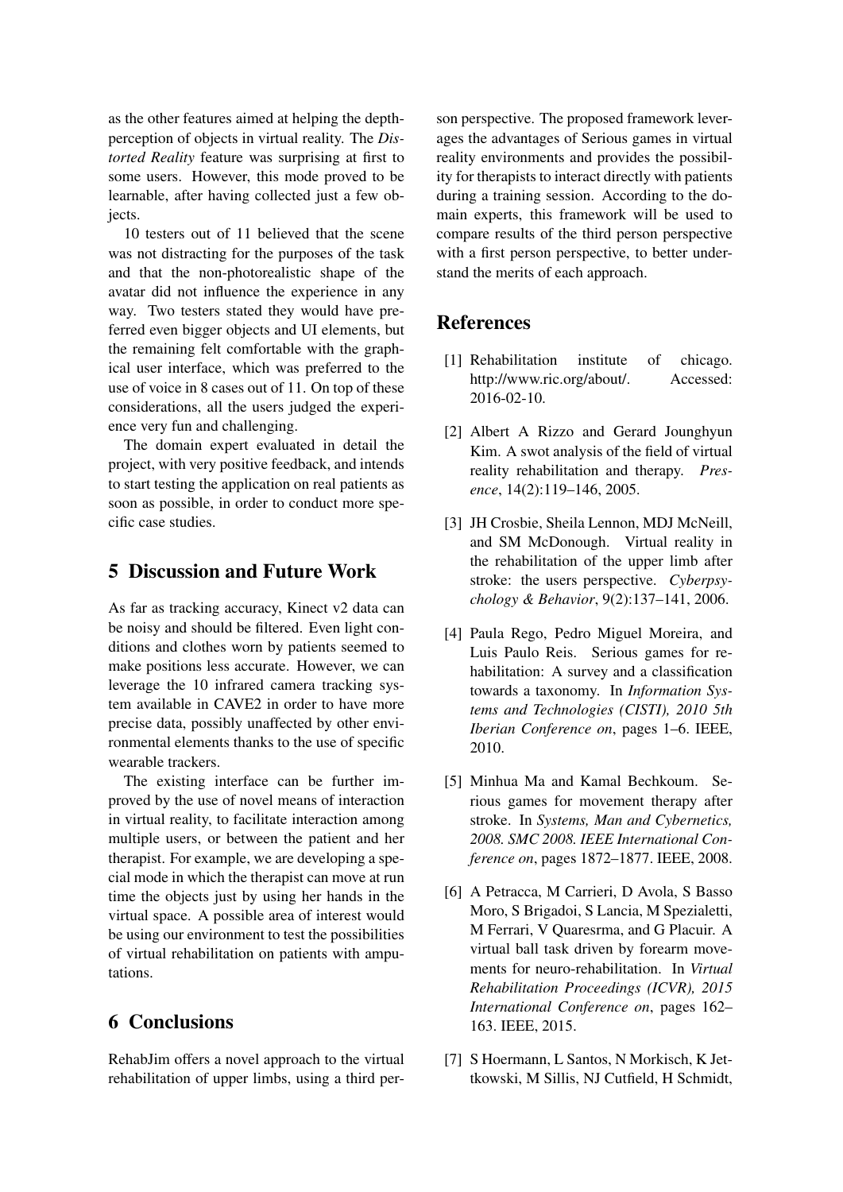as the other features aimed at helping the depth-perception of objects in virtual reality. The *Distorted Reality* feature was surprising at first to some users. However, this mode proved to be learnable, after having collected just a few objects.

10 testers out of 11 believed that the scene was not distracting for the purposes of the task and that the non-photorealistic shape of the avatar did not influence the experience in any way. Two testers stated they would have preferred even bigger objects and UI elements, but the remaining felt comfortable with the graphical user interface, which was preferred to the use of voice in 8 cases out of 11. On top of these considerations, all the users judged the experience very fun and challenging.

The domain expert evaluated in detail the project, with very positive feedback, and intends to start testing the application on real patients as soon as possible, in order to conduct more specific case studies.

## 5 Discussion and Future Work

As far as tracking accuracy, Kinect v2 data can be noisy and should be filtered. Even light conditions and clothes worn by patients seemed to make positions less accurate. However, we can leverage the 10 infrared camera tracking system available in CAVE2 in order to have more precise data, possibly unaffected by other environmental elements thanks to the use of specific wearable trackers.

The existing interface can be further improved by the use of novel means of interaction in virtual reality, to facilitate interaction among multiple users, or between the patient and her therapist. For example, we are developing a special mode in which the therapist can move at run time the objects just by using her hands in the virtual space. A possible area of interest would be using our environment to test the possibilities of virtual rehabilitation on patients with amputations.

## 6 Conclusions

RehabJim offers a novel approach to the virtual rehabilitation of upper limbs, using a third person perspective. The proposed framework leverages the advantages of Serious games in virtual reality environments and provides the possibility for therapists to interact directly with patients during a training session. According to the domain experts, this framework will be used to compare results of the third person perspective with a first person perspective, to better understand the merits of each approach.

## References

[1] Rehabilitation institute of chicago. http://www.ric.org/about/. Accessed: 2016-02-10.

[2] Albert A Rizzo and Gerard Jounghyun Kim. A swot analysis of the field of virtual reality rehabilitation and therapy. *Presence*, 14(2):119–146, 2005.

[3] JH Crosbie, Sheila Lennon, MDJ McNeill, and SM McDonough. Virtual reality in the rehabilitation of the upper limb after stroke: the users perspective. *Cyberpsychology & Behavior*, 9(2):137–141, 2006.

[4] Paula Rego, Pedro Miguel Moreira, and Luis Paulo Reis. Serious games for rehabilitation: A survey and a classification towards a taxonomy. In *Information Systems and Technologies (CISTI), 2010 5th Iberian Conference on*, pages 1–6. IEEE, 2010.

[5] Minhua Ma and Kamal Bechkoum. Serious games for movement therapy after stroke. In *Systems, Man and Cybernetics, 2008. SMC 2008. IEEE International Conference on*, pages 1872–1877. IEEE, 2008.

[6] A Petracca, M Carrieri, D Avola, S Basso Moro, S Brigadoi, S Lancia, M Spezialetti, M Ferrari, V Quaresrma, and G Placuir. A virtual ball task driven by forearm movements for neuro-rehabilitation. In *Virtual Rehabilitation Proceedings (ICVR), 2015 International Conference on*, pages 162–163. IEEE, 2015.

[7] S Hoermann, L Santos, N Morkisch, K Jettkowski, M Sillis, NJ Cutfield, H Schmidt,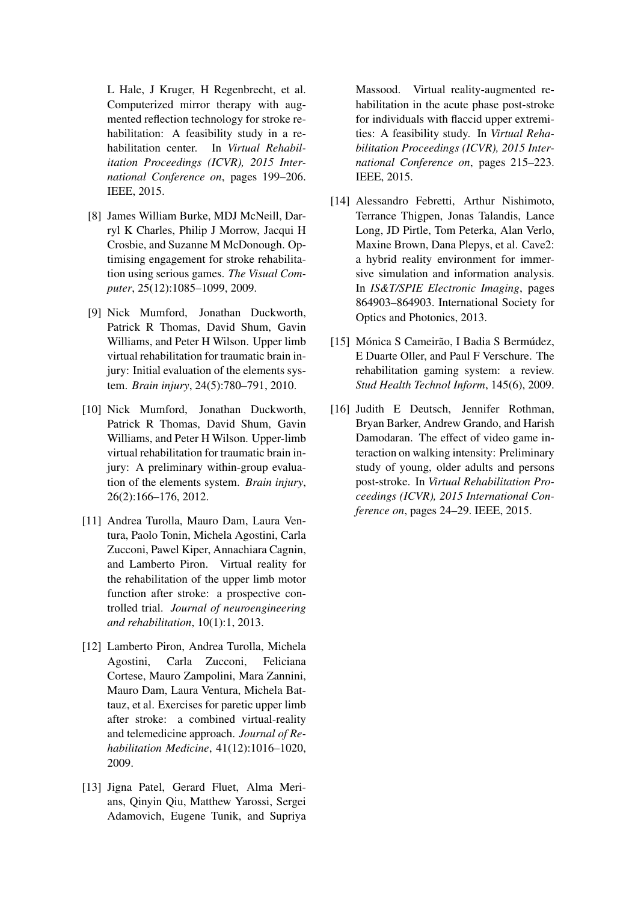L Hale, J Kruger, H Regenbrecht, et al. Computerized mirror therapy with augmented reflection technology for stroke rehabilitation: A feasibility study in a rehabilitation center. In *Virtual Rehabilitation Proceedings (ICVR), 2015 International Conference on*, pages 199–206. IEEE, 2015.

[8] James William Burke, MDJ McNeill, Darryl K Charles, Philip J Morrow, Jacqui H Crosbie, and Suzanne M McDonough. Optimising engagement for stroke rehabilitation using serious games. *The Visual Computer*, 25(12):1085–1099, 2009.

[9] Nick Mumford, Jonathan Duckworth, Patrick R Thomas, David Shum, Gavin Williams, and Peter H Wilson. Upper limb virtual rehabilitation for traumatic brain injury: Initial evaluation of the elements system. *Brain injury*, 24(5):780–791, 2010.

[10] Nick Mumford, Jonathan Duckworth, Patrick R Thomas, David Shum, Gavin Williams, and Peter H Wilson. Upper-limb virtual rehabilitation for traumatic brain injury: A preliminary within-group evaluation of the elements system. *Brain injury*, 26(2):166–176, 2012.

[11] Andrea Turolla, Mauro Dam, Laura Ventura, Paolo Tonin, Michela Agostini, Carla Zucconi, Pawel Kiper, Annachiara Cagnin, and Lamberto Piron. Virtual reality for the rehabilitation of the upper limb motor function after stroke: a prospective controlled trial. *Journal of neuroengineering and rehabilitation*, 10(1):1, 2013.

[12] Lamberto Piron, Andrea Turolla, Michela Agostini, Carla Zucconi, Feliciana Cortese, Mauro Zampolini, Mara Zannini, Mauro Dam, Laura Ventura, Michela Battauz, et al. Exercises for paretic upper limb after stroke: a combined virtual-reality and telemedicine approach. *Journal of Rehabilitation Medicine*, 41(12):1016–1020, 2009.

[13] Jigna Patel, Gerard Fluet, Alma Merians, Qinyin Qiu, Matthew Yarossi, Sergei Adamovich, Eugene Tunik, and Supriya Massood. Virtual reality-augmented rehabilitation in the acute phase post-stroke for individuals with flaccid upper extremities: A feasibility study. In *Virtual Rehabilitation Proceedings (ICVR), 2015 International Conference on*, pages 215–223. IEEE, 2015.

[14] Alessandro Febretti, Arthur Nishimoto, Terrance Thigpen, Jonas Talandis, Lance Long, JD Pirtle, Tom Peterka, Alan Verlo, Maxine Brown, Dana Plepys, et al. Cave2: a hybrid reality environment for immersive simulation and information analysis. In *IS&T/SPIE Electronic Imaging*, pages 864903–864903. International Society for Optics and Photonics, 2013.

[15] Mónica S Cameirão, I Badia S Bermúdez, E Duarte Oller, and Paul F Verschure. The rehabilitation gaming system: a review. *Stud Health Technol Inform*, 145(6), 2009.

[16] Judith E Deutsch, Jennifer Rothman, Bryan Barker, Andrew Grando, and Harish Damodaran. The effect of video game interaction on walking intensity: Preliminary study of young, older adults and persons post-stroke. In *Virtual Rehabilitation Proceedings (ICVR), 2015 International Conference on*, pages 24–29. IEEE, 2015.